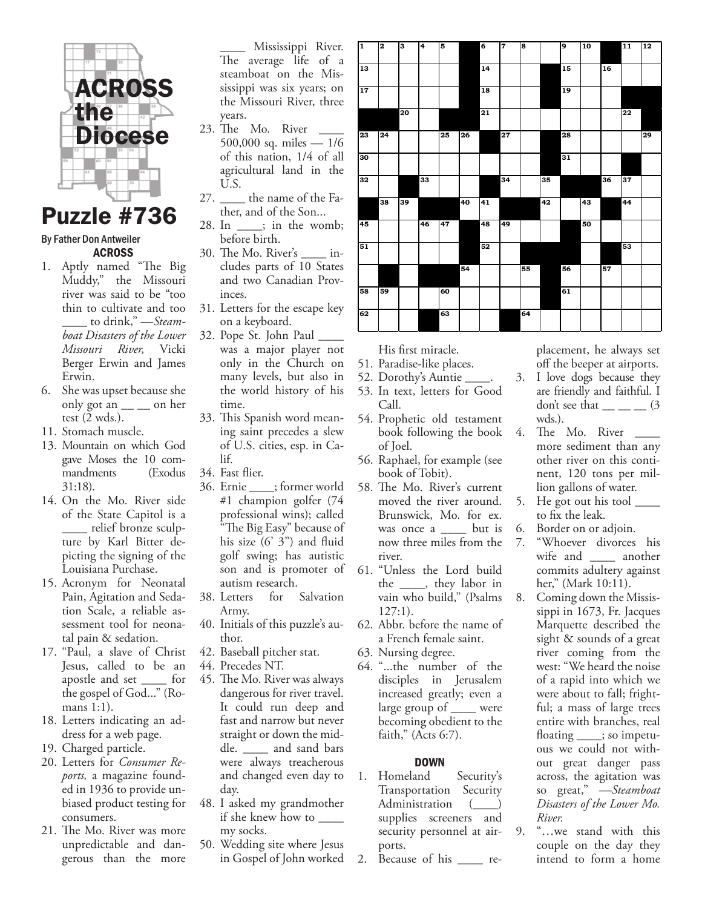# ACROSS the Diocese

## Puzzle #736

By Father Don Antweiler

### ACROSS

1. Aptly named "The Big Muddy," the Missouri river was said to be "too thin to cultivate and too ____ to drink," —*Steamboat Disasters of the Lower Missouri River,* Vicki Berger Erwin and James Erwin.
6. She was upset because she only got an __ __ on her test (2 wds.).
11. Stomach muscle.
13. Mountain on which God gave Moses the 10 commandments (Exodus 31:18).
14. On the Mo. River side of the State Capitol is a ____ relief bronze sculpture by Karl Bitter depicting the signing of the Louisiana Purchase.
15. Acronym for Neonatal Pain, Agitation and Sedation Scale, a reliable assessment tool for neonatal pain & sedation.
17. "Paul, a slave of Christ Jesus, called to be an apostle and set ____ for the gospel of God..." (Romans 1:1).
18. Letters indicating an address for a web page.
19. Charged particle.
20. Letters for *Consumer Reports,* a magazine founded in 1936 to provide unbiased product testing for consumers.
21. The Mo. River was more unpredictable and dangerous than the more ____ Mississippi River. The average life of a steamboat on the Mississippi was six years; on the Missouri River, three years.
23. The Mo. River ____ 500,000 sq. miles — 1/6 of this nation, 1/4 of all agricultural land in the U.S.
27. ____ the name of the Father, and of the Son...
28. In ____; in the womb; before birth.
30. The Mo. River's ____ includes parts of 10 States and two Canadian Provinces.
31. Letters for the escape key on a keyboard.
32. Pope St. John Paul ____ was a major player not only in the Church on many levels, but also in the world history of his time.
33. This Spanish word meaning saint precedes a slew of U.S. cities, esp. in Calif.
34. Fast flier.
36. Ernie ____; former world #1 champion golfer (74 professional wins); called "The Big Easy" because of his size (6' 3") and fluid golf swing; has autistic son and is promoter of autism research.
38. Letters for Salvation Army.
40. Initials of this puzzle's author.
42. Baseball pitcher stat.
44. Precedes NT.
45. The Mo. River was always dangerous for river travel. It could run deep and fast and narrow but never straight or down the middle. ____ and sand bars were always treacherous and changed even day to day.
48. I asked my grandmother if she knew how to ____ my socks.
50. Wedding site where Jesus in Gospel of John worked His first miracle.
51. Paradise-like places.
52. Dorothy's Auntie ____.
53. In text, letters for Good Call.
54. Prophetic old testament book following the book of Joel.
56. Raphael, for example (see book of Tobit).
58. The Mo. River's current moved the river around. Brunswick, Mo. for ex. was once a ____ but is now three miles from the river.
61. "Unless the Lord build the ____, they labor in vain who build," (Psalms 127:1).
62. Abbr. before the name of a French female saint.
63. Nursing degree.
64. "...the number of the disciples in Jerusalem increased greatly; even a large group of ____ were becoming obedient to the faith," (Acts 6:7).

### DOWN

1. Homeland Security's Transportation Security Administration (____) supplies screeners and security personnel at airports.
2. Because of his ____ replacement, he always set off the beeper at airports.
3. I love dogs because they are friendly and faithful. I don't see that __ __ __ (3 wds.).
4. The Mo. River ____ more sediment than any other river on this continent, 120 tons per million gallons of water.
5. He got out his tool ____ to fix the leak.
6. Border on or adjoin.
7. "Whoever divorces his wife and ____ another commits adultery against her," (Mark 10:11).
8. Coming down the Mississippi in 1673, Fr. Jacques Marquette described the sight & sounds of a great river coming from the west: "We heard the noise of a rapid into which we were about to fall; frightful; a mass of large trees entire with branches, real floating ____; so impetuous we could not without great danger pass across, the agitation was so great," —*Steamboat Disasters of the Lower Mo. River.*
9. "…we stand with this couple on the day they intend to form a home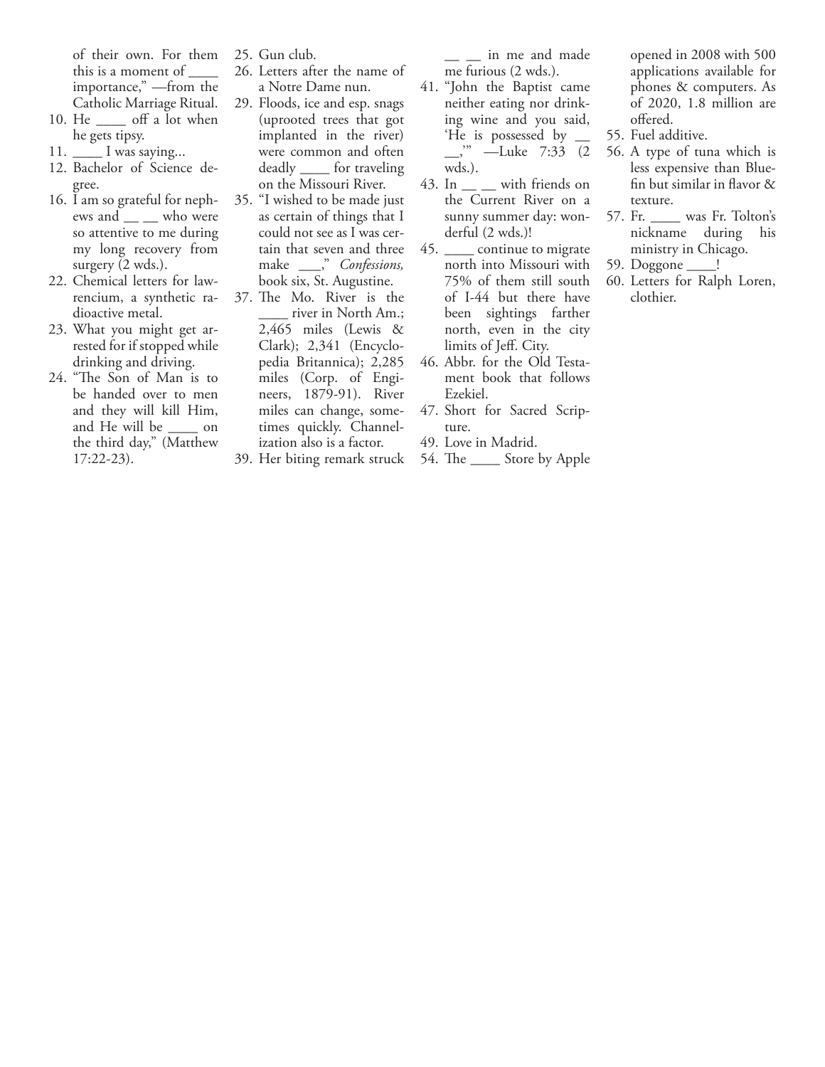of their own. For them this is a moment of ____ importance," —from the Catholic Marriage Ritual.

10. He ____ off a lot when he gets tipsy.
11. ____ I was saying...
12. Bachelor of Science degree.
16. I am so grateful for nephews and __ __ who were so attentive to me during my long recovery from surgery (2 wds.).
22. Chemical letters for lawrencium, a synthetic radioactive metal.
23. What you might get arrested for if stopped while drinking and driving.
24. "The Son of Man is to be handed over to men and they will kill Him, and He will be ____ on the third day," (Matthew 17:22-23).
25. Gun club.
26. Letters after the name of a Notre Dame nun.
29. Floods, ice and esp. snags (uprooted trees that got implanted in the river) were common and often deadly ____ for traveling on the Missouri River.
35. "I wished to be made just as certain of things that I could not see as I was certain that seven and three make ___," *Confessions,* book six, St. Augustine.
37. The Mo. River is the ____ river in North Am.; 2,465 miles (Lewis & Clark); 2,341 (Encyclopedia Britannica); 2,285 miles (Corp. of Engineers, 1879-91). River miles can change, sometimes quickly. Channelization also is a factor.
39. Her biting remark struck __ __ in me and made me furious (2 wds.).
41. "John the Baptist came neither eating nor drinking wine and you said, 'He is possessed by __ __,'" —Luke 7:33 (2 wds.).
43. In __ __ with friends on the Current River on a sunny summer day: wonderful (2 wds.)!
45. ____ continue to migrate north into Missouri with 75% of them still south of I-44 but there have been sightings farther north, even in the city limits of Jeff. City.
46. Abbr. for the Old Testament book that follows Ezekiel.
47. Short for Sacred Scripture.
49. Love in Madrid.
54. The ____ Store by Apple opened in 2008 with 500 applications available for phones & computers. As of 2020, 1.8 million are offered.
55. Fuel additive.
56. A type of tuna which is less expensive than Bluefin but similar in flavor & texture.
57. Fr. ____ was Fr. Tolton's nickname during his ministry in Chicago.
59. Doggone ____!
60. Letters for Ralph Loren, clothier.